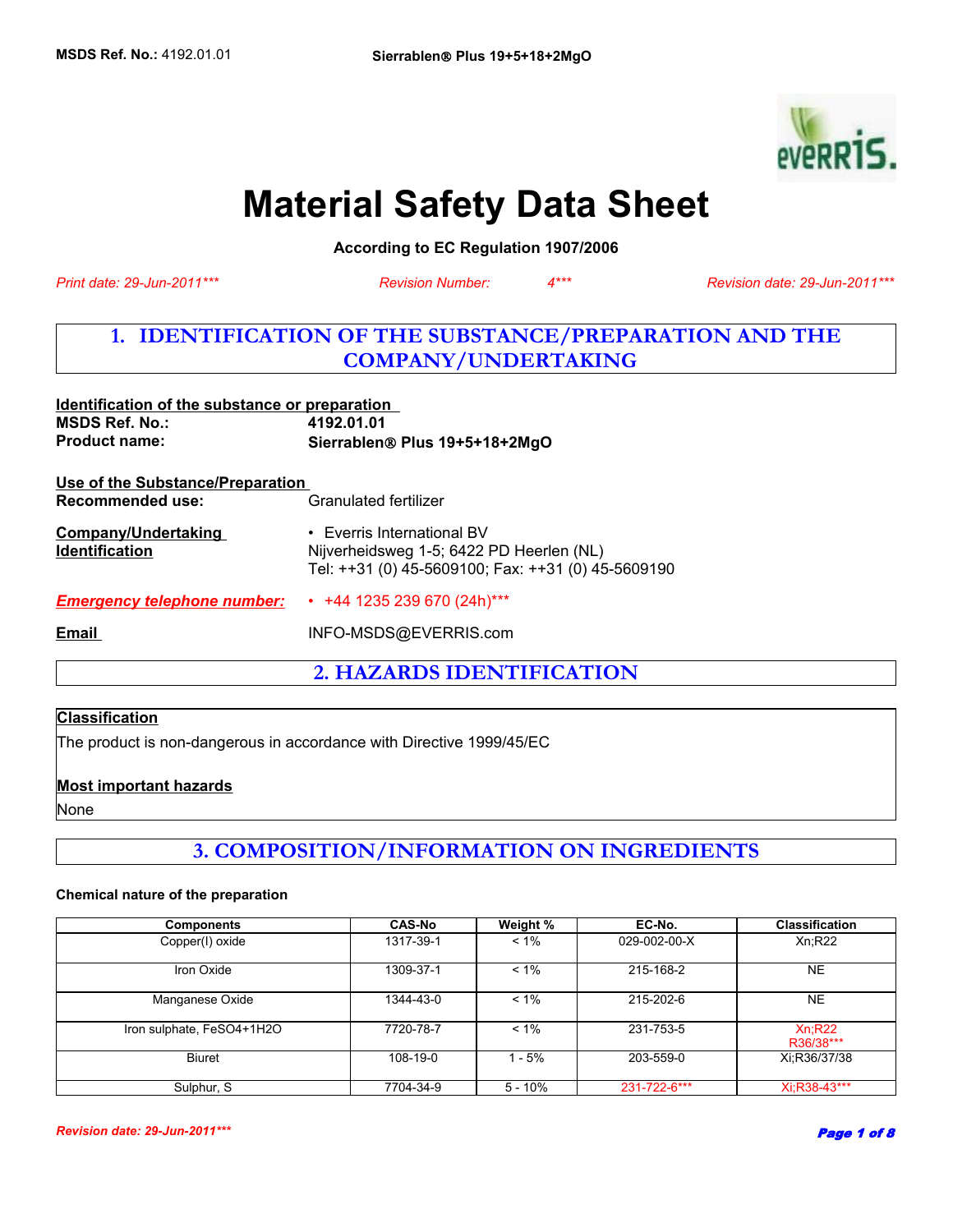# Material Safety Data Sheet

**According to EC Regulation 1907/2006**

*Print date: 29-Jun-2011****   *Revision Number: 4****   *Revision date: 29-Jun-2011****

## 1. IDENTIFICATION OF THE SUBSTANCE/PREPARATION AND THE COMPANY/UNDERTAKING

**Identification of the substance or preparation**

**MSDS Ref. No.:** **4192.01.01**

**Product name:** **Sierrablen® Plus 19+5+18+2MgO**

**Use of the Substance/Preparation**

**Recommended use:** Granulated fertilizer

**Company/Undertaking Identification**
- Everris International BV
  Nijverheidsweg 1-5; 6422 PD Heerlen (NL)
  Tel: ++31 (0) 45-5609100; Fax: ++31 (0) 45-5609190

***Emergency telephone number:***
- +44 1235 239 670 (24h)***

**Email** INFO-MSDS@EVERRIS.com

## 2. HAZARDS IDENTIFICATION

**Classification**

The product is non-dangerous in accordance with Directive 1999/45/EC

**Most important hazards**

None

## 3. COMPOSITION/INFORMATION ON INGREDIENTS

**Chemical nature of the preparation**

| Components | CAS-No | Weight % | EC-No. | Classification |
|---|---|---|---|---|
| Copper(I) oxide | 1317-39-1 | < 1% | 029-002-00-X | Xn;R22 |
| Iron Oxide | 1309-37-1 | < 1% | 215-168-2 | NE |
| Manganese Oxide | 1344-43-0 | < 1% | 215-202-6 | NE |
| Iron sulphate, FeSO4+1H2O | 7720-78-7 | < 1% | 231-753-5 | Xn;R22 R36/38*** |
| Biuret | 108-19-0 | 1 - 5% | 203-559-0 | Xi;R36/37/38 |
| Sulphur, S | 7704-34-9 | 5 - 10% | 231-722-6*** | Xi;R38-43*** |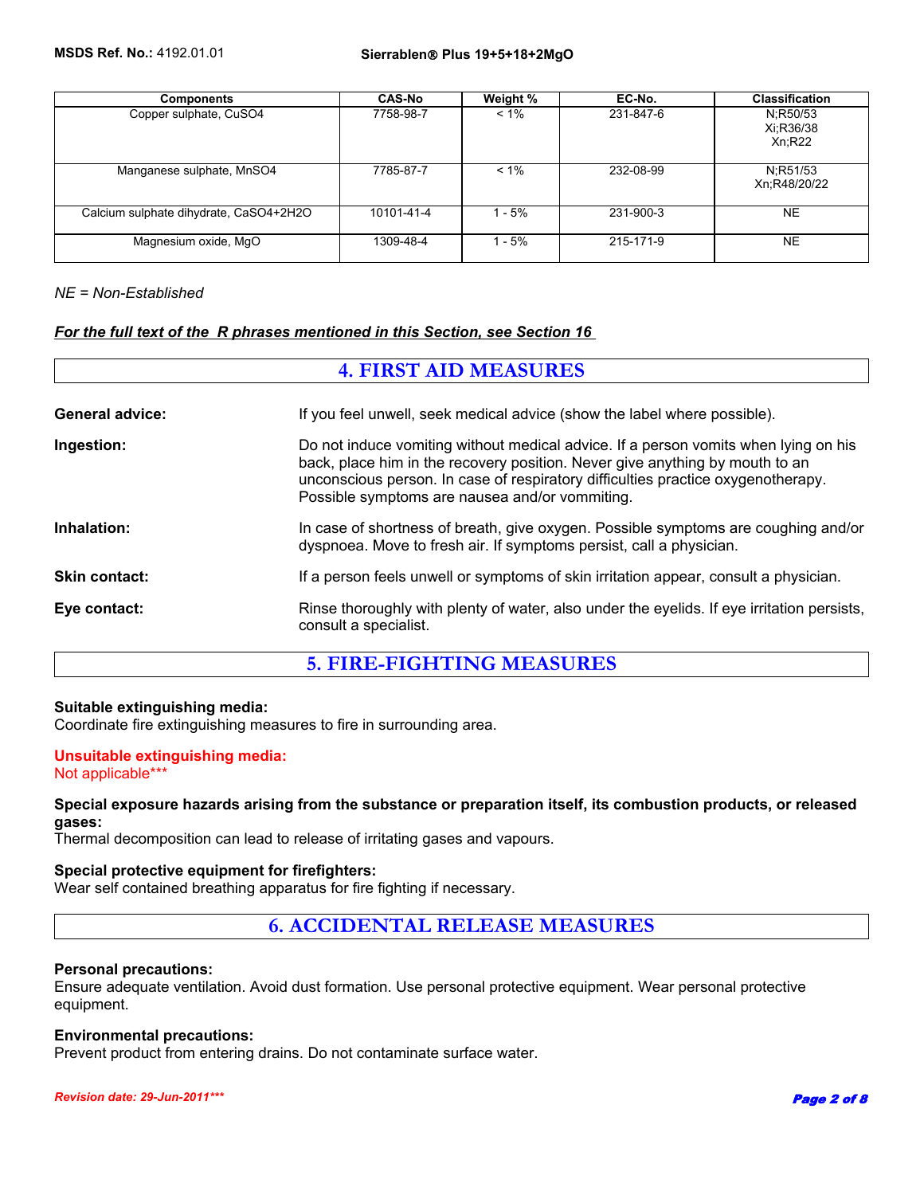| Components | CAS-No | Weight % | EC-No. | Classification |
|---|---|---|---|---|
| Copper sulphate, $CuSO_4$ | 7758-98-7 | < 1% | 231-847-6 | N;R50/53<br>Xi;R36/38<br>Xn;R22 |
| Manganese sulphate, $MnSO_4$ | 7785-87-7 | < 1% | 232-08-99 | N;R51/53<br>Xn;R48/20/22 |
| Calcium sulphate dihydrate, $CaSO_4$+2$H_2O$ | 10101-41-4 | 1 - 5% | 231-900-3 | NE |
| Magnesium oxide, MgO | 1309-48-4 | 1 - 5% | 215-171-9 | NE |

*NE = Non-Established*

***For the full text of the R phrases mentioned in this Section, see Section 16***

## 4. FIRST AID MEASURES

**General advice:** If you feel unwell, seek medical advice (show the label where possible).

**Ingestion:** Do not induce vomiting without medical advice. If a person vomits when lying on his back, place him in the recovery position. Never give anything by mouth to an unconscious person. In case of respiratory difficulties practice oxygenotherapy. Possible symptoms are nausea and/or vommiting.

**Inhalation:** In case of shortness of breath, give oxygen. Possible symptoms are coughing and/or dyspnoea. Move to fresh air. If symptoms persist, call a physician.

**Skin contact:** If a person feels unwell or symptoms of skin irritation appear, consult a physician.

**Eye contact:** Rinse thoroughly with plenty of water, also under the eyelids. If eye irritation persists, consult a specialist.

## 5. FIRE-FIGHTING MEASURES

**Suitable extinguishing media:**
Coordinate fire extinguishing measures to fire in surrounding area.

**Unsuitable extinguishing media:**
Not applicable***

**Special exposure hazards arising from the substance or preparation itself, its combustion products, or released gases:**
Thermal decomposition can lead to release of irritating gases and vapours.

**Special protective equipment for firefighters:**
Wear self contained breathing apparatus for fire fighting if necessary.

## 6. ACCIDENTAL RELEASE MEASURES

**Personal precautions:**
Ensure adequate ventilation. Avoid dust formation. Use personal protective equipment. Wear personal protective equipment.

**Environmental precautions:**
Prevent product from entering drains. Do not contaminate surface water.

*Revision date: 29-Jun-2011****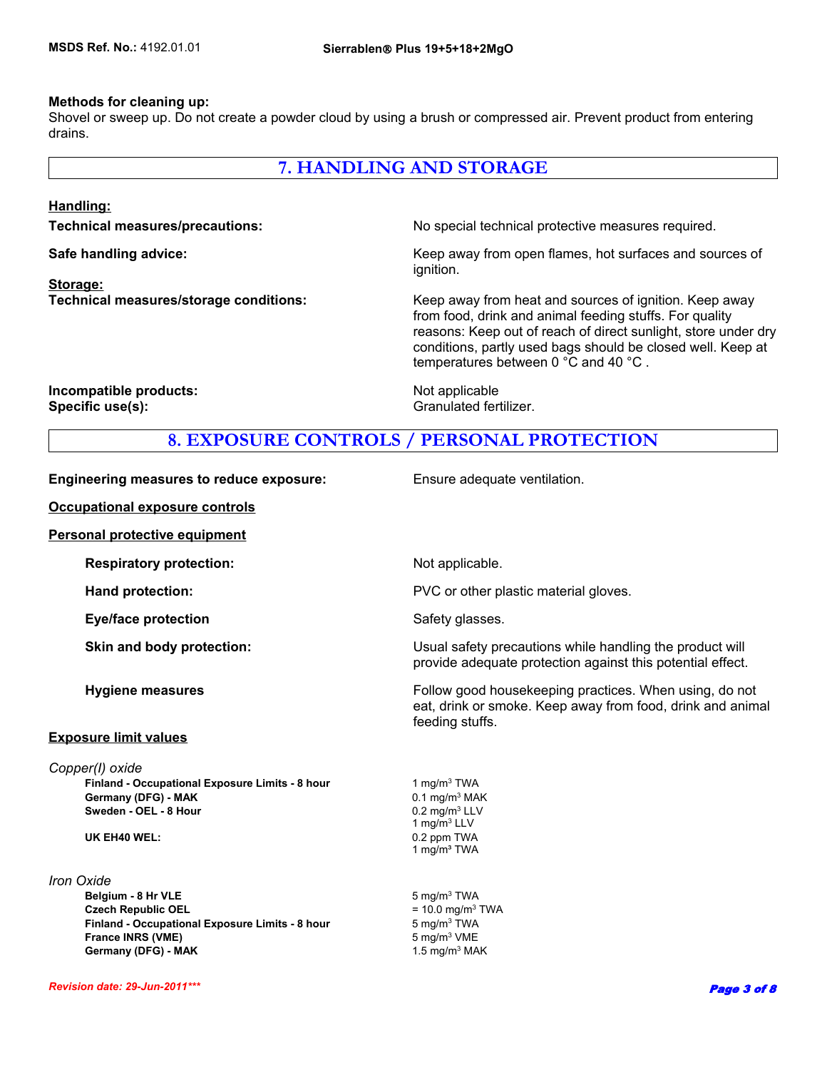**Methods for cleaning up:**
Shovel or sweep up. Do not create a powder cloud by using a brush or compressed air. Prevent product from entering drains.

## 7. HANDLING AND STORAGE

**Handling:**

| | |
|---|---|
| **Technical measures/precautions:** | No special technical protective measures required. |
| **Safe handling advice:** | Keep away from open flames, hot surfaces and sources of ignition. |

**Storage:**

| | |
|---|---|
| **Technical measures/storage conditions:** | Keep away from heat and sources of ignition. Keep away from food, drink and animal feeding stuffs. For quality reasons: Keep out of reach of direct sunlight, store under dry conditions, partly used bags should be closed well. Keep at temperatures between 0 °C and 40 °C . |
| **Incompatible products:** | Not applicable |
| **Specific use(s):** | Granulated fertilizer. |

## 8. EXPOSURE CONTROLS / PERSONAL PROTECTION

| | |
|---|---|
| **Engineering measures to reduce exposure:** | Ensure adequate ventilation. |

**Occupational exposure controls**

**Personal protective equipment**

| | |
|---|---|
| **Respiratory protection:** | Not applicable. |
| **Hand protection:** | PVC or other plastic material gloves. |
| **Eye/face protection** | Safety glasses. |
| **Skin and body protection:** | Usual safety precautions while handling the product will provide adequate protection against this potential effect. |
| **Hygiene measures** | Follow good housekeeping practices. When using, do not eat, drink or smoke. Keep away from food, drink and animal feeding stuffs. |

**Exposure limit values**

*Copper(I) oxide*

| | |
|---|---|
| **Finland - Occupational Exposure Limits - 8 hour** | 1 mg/m³ TWA |
| **Germany (DFG) - MAK** | 0.1 mg/m³ MAK |
| **Sweden - OEL - 8 Hour** | 0.2 mg/m³ LLV<br>1 mg/m³ LLV |
| **UK EH40 WEL:** | 0.2 ppm TWA<br>1 mg/m³ TWA |

*Iron Oxide*

| | |
|---|---|
| **Belgium - 8 Hr VLE** | 5 mg/m³ TWA |
| **Czech Republic OEL** | = 10.0 mg/m³ TWA |
| **Finland - Occupational Exposure Limits - 8 hour** | 5 mg/m³ TWA |
| **France INRS (VME)** | 5 mg/m³ VME |
| **Germany (DFG) - MAK** | 1.5 mg/m³ MAK |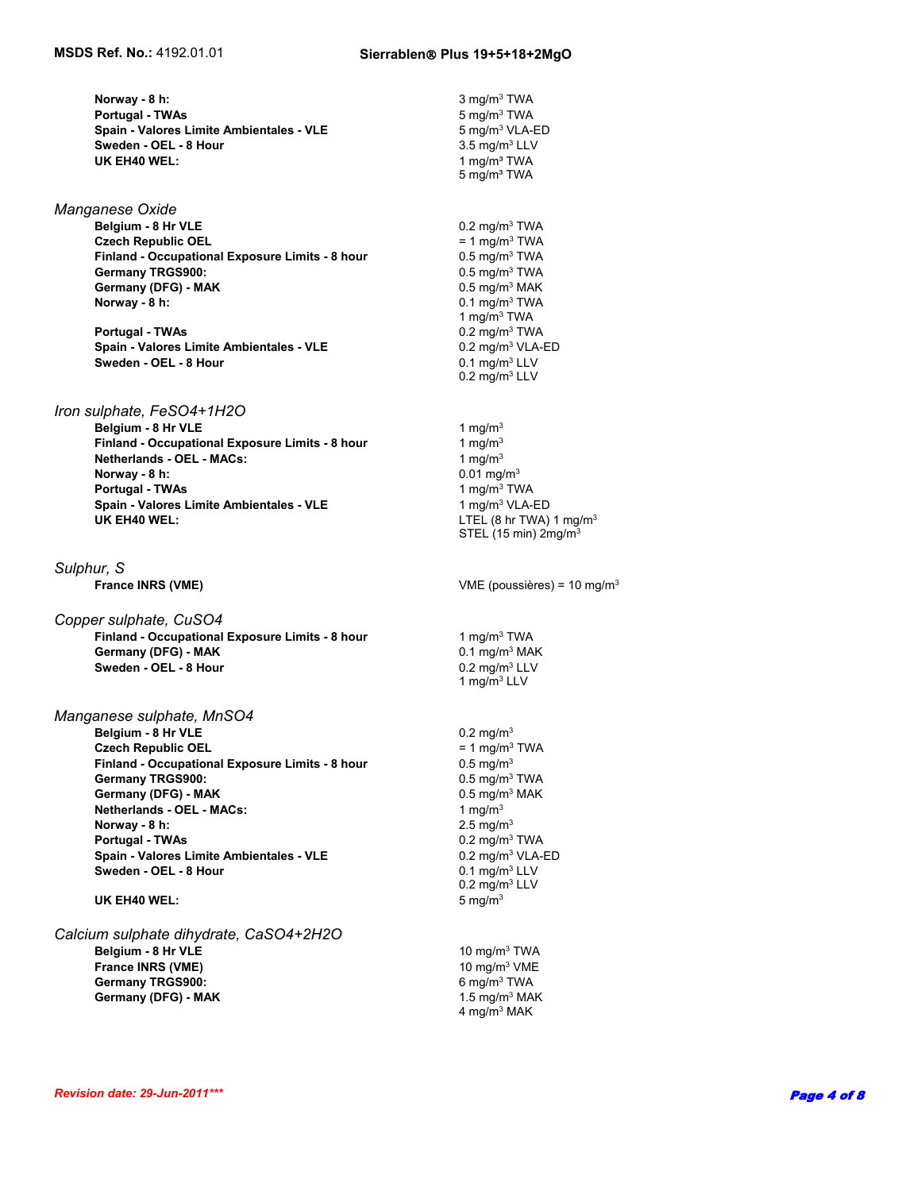| | |
|---|---|
| **Norway - 8 h:** | 3 mg/m³ TWA |
| **Portugal - TWAs** | 5 mg/m³ TWA |
| **Spain - Valores Limite Ambientales - VLE** | 5 mg/m³ VLA-ED |
| **Sweden - OEL - 8 Hour** | 3.5 mg/m³ LLV |
| **UK EH40 WEL:** | 1 mg/m³ TWA<br>5 mg/m³ TWA |

*Manganese Oxide*

| | |
|---|---|
| **Belgium - 8 Hr VLE** | 0.2 mg/m³ TWA |
| **Czech Republic OEL** | = 1 mg/m³ TWA |
| **Finland - Occupational Exposure Limits - 8 hour** | 0.5 mg/m³ TWA |
| **Germany TRGS900:** | 0.5 mg/m³ TWA |
| **Germany (DFG) - MAK** | 0.5 mg/m³ MAK |
| **Norway - 8 h:** | 0.1 mg/m³ TWA<br>1 mg/m³ TWA |
| **Portugal - TWAs** | 0.2 mg/m³ TWA |
| **Spain - Valores Limite Ambientales - VLE** | 0.2 mg/m³ VLA-ED |
| **Sweden - OEL - 8 Hour** | 0.1 mg/m³ LLV<br>0.2 mg/m³ LLV |

*Iron sulphate, FeSO4+1H2O*

| | |
|---|---|
| **Belgium - 8 Hr VLE** | 1 mg/m³ |
| **Finland - Occupational Exposure Limits - 8 hour** | 1 mg/m³ |
| **Netherlands - OEL - MACs:** | 1 mg/m³ |
| **Norway - 8 h:** | 0.01 mg/m³ |
| **Portugal - TWAs** | 1 mg/m³ TWA |
| **Spain - Valores Limite Ambientales - VLE** | 1 mg/m³ VLA-ED |
| **UK EH40 WEL:** | LTEL (8 hr TWA) 1 mg/m³<br>STEL (15 min) 2mg/m³ |

*Sulphur, S*

| | |
|---|---|
| **France INRS (VME)** | VME (poussières) = 10 mg/m³ |

*Copper sulphate, CuSO4*

| | |
|---|---|
| **Finland - Occupational Exposure Limits - 8 hour** | 1 mg/m³ TWA |
| **Germany (DFG) - MAK** | 0.1 mg/m³ MAK |
| **Sweden - OEL - 8 Hour** | 0.2 mg/m³ LLV<br>1 mg/m³ LLV |

*Manganese sulphate, MnSO4*

| | |
|---|---|
| **Belgium - 8 Hr VLE** | 0.2 mg/m³ |
| **Czech Republic OEL** | = 1 mg/m³ TWA |
| **Finland - Occupational Exposure Limits - 8 hour** | 0.5 mg/m³ |
| **Germany TRGS900:** | 0.5 mg/m³ TWA |
| **Germany (DFG) - MAK** | 0.5 mg/m³ MAK |
| **Netherlands - OEL - MACs:** | 1 mg/m³ |
| **Norway - 8 h:** | 2.5 mg/m³ |
| **Portugal - TWAs** | 0.2 mg/m³ TWA |
| **Spain - Valores Limite Ambientales - VLE** | 0.2 mg/m³ VLA-ED |
| **Sweden - OEL - 8 Hour** | 0.1 mg/m³ LLV<br>0.2 mg/m³ LLV |
| **UK EH40 WEL:** | 5 mg/m³ |

*Calcium sulphate dihydrate, CaSO4+2H2O*

| | |
|---|---|
| **Belgium - 8 Hr VLE** | 10 mg/m³ TWA |
| **France INRS (VME)** | 10 mg/m³ VME |
| **Germany TRGS900:** | 6 mg/m³ TWA |
| **Germany (DFG) - MAK** | 1.5 mg/m³ MAK<br>4 mg/m³ MAK |

*Revision date: 29-Jun-2011****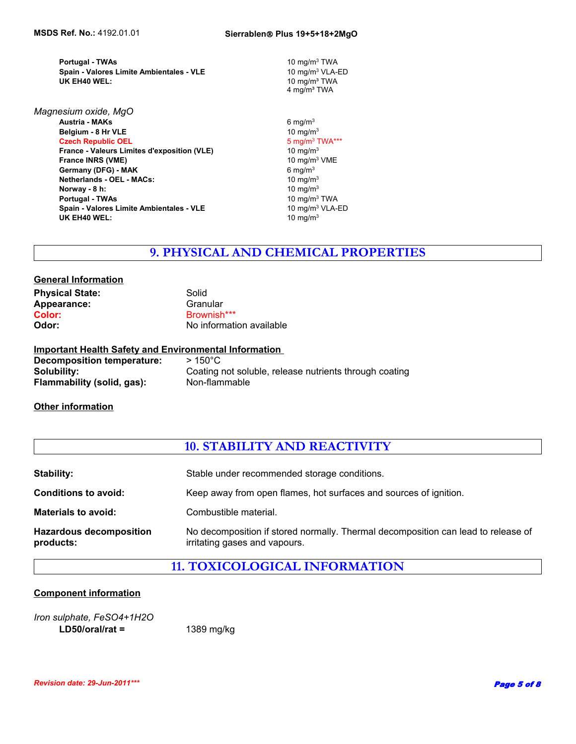| | |
|---|---|
| **Portugal - TWAs** | 10 mg/m[3] TWA |
| **Spain - Valores Limite Ambientales - VLE** | 10 mg/m[3] VLA-ED |
| **UK EH40 WEL:** | 10 mg/m[3] TWA<br>4 mg/m³ TWA |

*Magnesium oxide, MgO*

| | |
|---|---|
| **Austria - MAKs** | 6 mg/m[3] |
| **Belgium - 8 Hr VLE** | 10 mg/m[3] |
| **Czech Republic OEL** | 5 mg/m[3] TWA*** |
| **France - Valeurs Limites d'exposition (VLE)** | 10 mg/m[3] |
| **France INRS (VME)** | 10 mg/m[3] VME |
| **Germany (DFG) - MAK** | 6 mg/m[3] |
| **Netherlands - OEL - MACs:** | 10 mg/m[3] |
| **Norway - 8 h:** | 10 mg/m[3] |
| **Portugal - TWAs** | 10 mg/m[3] TWA |
| **Spain - Valores Limite Ambientales - VLE** | 10 mg/m[3] VLA-ED |
| **UK EH40 WEL:** | 10 mg/m[3] |

# 9. PHYSICAL AND CHEMICAL PROPERTIES

**General Information**

**Physical State:** Solid
**Appearance:** Granular
**Color:** Brownish***
**Odor:** No information available

**Important Health Safety and Environmental Information**

**Decomposition temperature:** > 150°C
**Solubility:** Coating not soluble, release nutrients through coating
**Flammability (solid, gas):** Non-flammable

**Other information**

# 10. STABILITY AND REACTIVITY

**Stability:** Stable under recommended storage conditions.

**Conditions to avoid:** Keep away from open flames, hot surfaces and sources of ignition.

**Materials to avoid:** Combustible material.

**Hazardous decomposition products:** No decomposition if stored normally. Thermal decomposition can lead to release of irritating gases and vapours.

# 11. TOXICOLOGICAL INFORMATION

**Component information**

*Iron sulphate, $FeSO_4+1H_2O$*

**LD50/oral/rat =** 1389 mg/kg

*Revision date: 29-Jun-2011****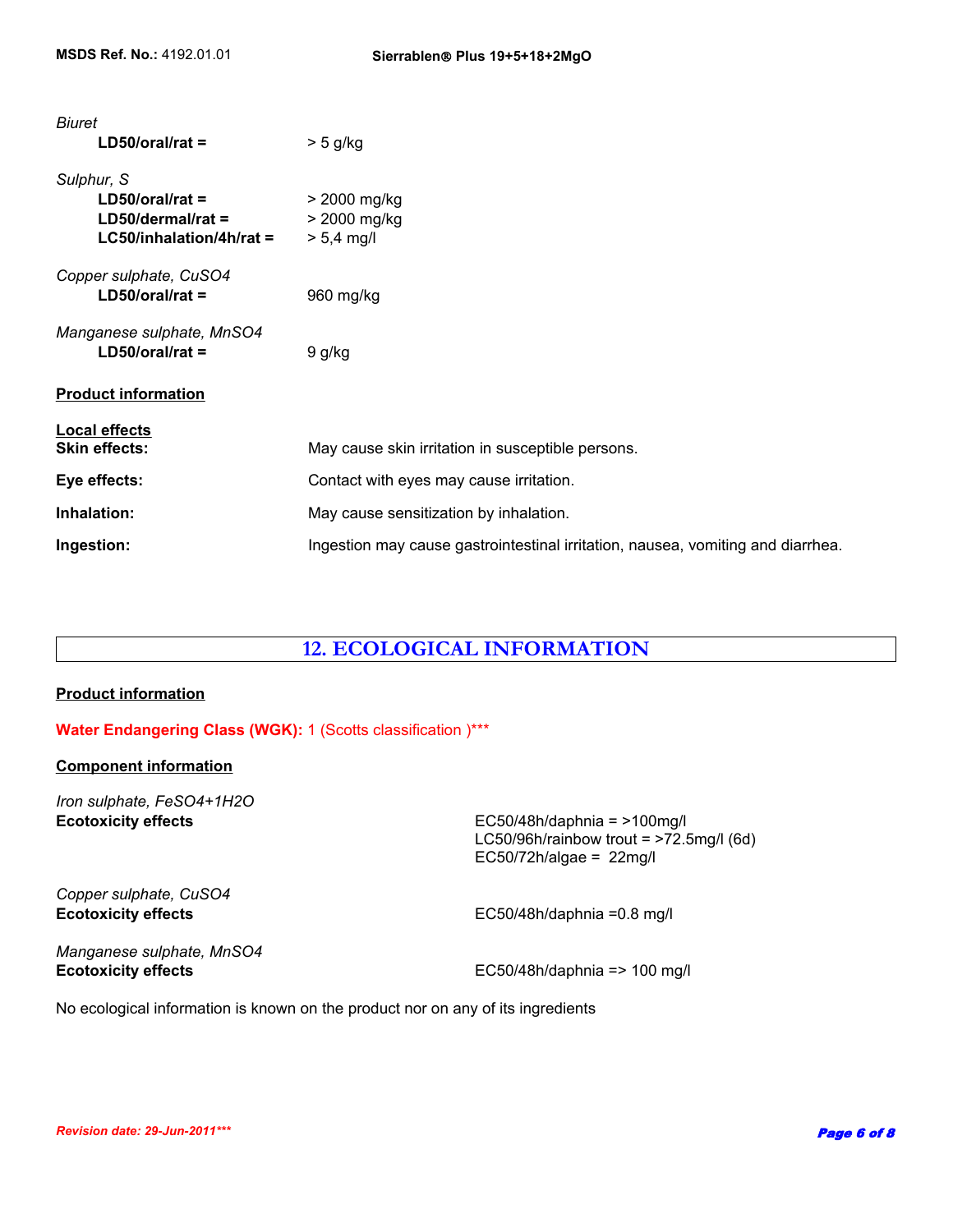*Biuret*

**LD50/oral/rat =** > 5 g/kg

*Sulphur, S*

**LD50/oral/rat =** > 2000 mg/kg
**LD50/dermal/rat =** > 2000 mg/kg
**LC50/inhalation/4h/rat =** > 5,4 mg/l

*Copper sulphate, $CuSO_4$*

**LD50/oral/rat =** 960 mg/kg

*Manganese sulphate, $MnSO_4$*

**LD50/oral/rat =** 9 g/kg

**Product information**

**Local effects**

**Skin effects:** May cause skin irritation in susceptible persons.

**Eye effects:** Contact with eyes may cause irritation.

**Inhalation:** May cause sensitization by inhalation.

**Ingestion:** Ingestion may cause gastrointestinal irritation, nausea, vomiting and diarrhea.

# 12. ECOLOGICAL INFORMATION

**Product information**

**Water Endangering Class (WGK):** 1 (Scotts classification )***

**Component information**

*Iron sulphate, $FeSO_4+1H_2O$*

**Ecotoxicity effects**

EC50/48h/daphnia = >100mg/l
LC50/96h/rainbow trout = >72.5mg/l (6d)
EC50/72h/algae = 22mg/l

*Copper sulphate, $CuSO_4$*

**Ecotoxicity effects**

EC50/48h/daphnia =0.8 mg/l

*Manganese sulphate, $MnSO_4$*

**Ecotoxicity effects**

EC50/48h/daphnia => 100 mg/l

No ecological information is known on the product nor on any of its ingredients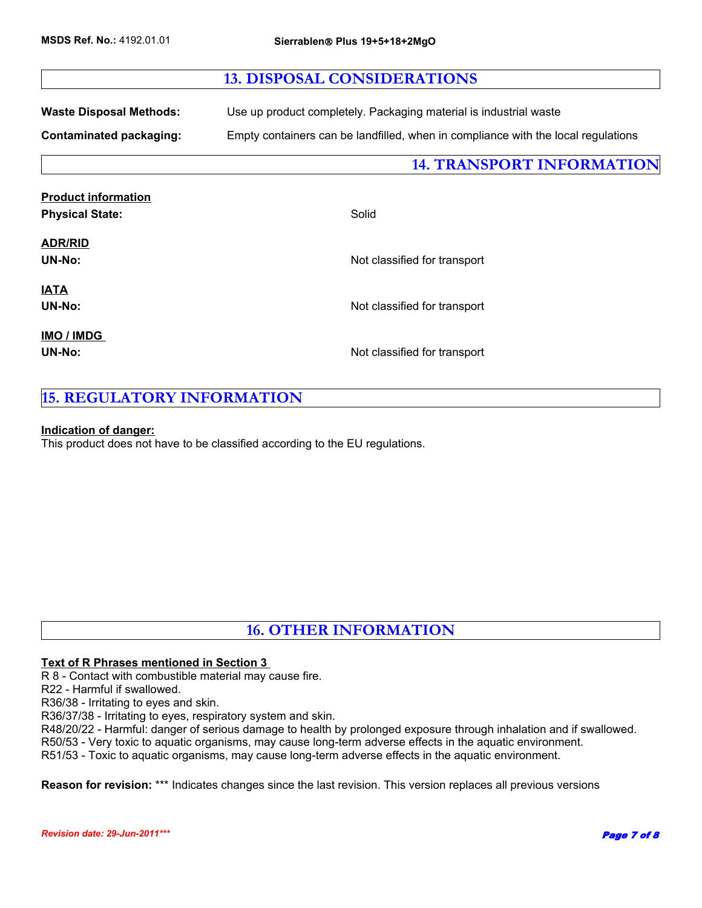## 13. DISPOSAL CONSIDERATIONS

**Waste Disposal Methods:** Use up product completely. Packaging material is industrial waste

**Contaminated packaging:** Empty containers can be landfilled, when in compliance with the local regulations

## 14. TRANSPORT INFORMATION

**Product information**

**Physical State:** Solid

**ADR/RID**

**UN-No:** Not classified for transport

**IATA**

**UN-No:** Not classified for transport

**IMO / IMDG**

**UN-No:** Not classified for transport

## 15. REGULATORY INFORMATION

**Indication of danger:**

This product does not have to be classified according to the EU regulations.

## 16. OTHER INFORMATION

**Text of R Phrases mentioned in Section 3**

R 8 - Contact with combustible material may cause fire.
R22 - Harmful if swallowed.
R36/38 - Irritating to eyes and skin.
R36/37/38 - Irritating to eyes, respiratory system and skin.
R48/20/22 - Harmful: danger of serious damage to health by prolonged exposure through inhalation and if swallowed.
R50/53 - Very toxic to aquatic organisms, may cause long-term adverse effects in the aquatic environment.
R51/53 - Toxic to aquatic organisms, may cause long-term adverse effects in the aquatic environment.

**Reason for revision:** *** Indicates changes since the last revision. This version replaces all previous versions

*Revision date: 29-Jun-2011****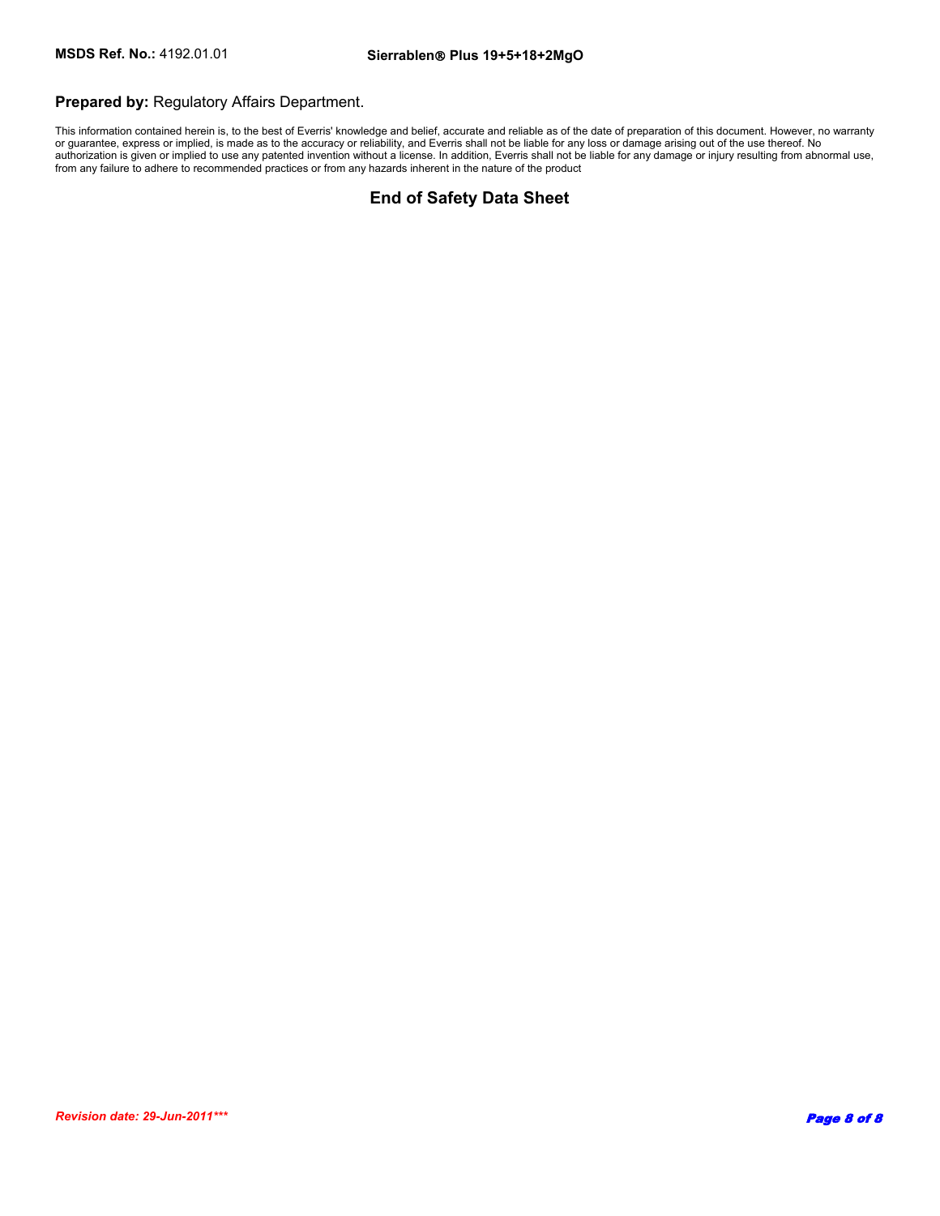**Prepared by:** Regulatory Affairs Department.

This information contained herein is, to the best of Everris' knowledge and belief, accurate and reliable as of the date of preparation of this document. However, no warranty or guarantee, express or implied, is made as to the accuracy or reliability, and Everris shall not be liable for any loss or damage arising out of the use thereof. No authorization is given or implied to use any patented invention without a license. In addition, Everris shall not be liable for any damage or injury resulting from abnormal use, from any failure to adhere to recommended practices or from any hazards inherent in the nature of the product

## End of Safety Data Sheet